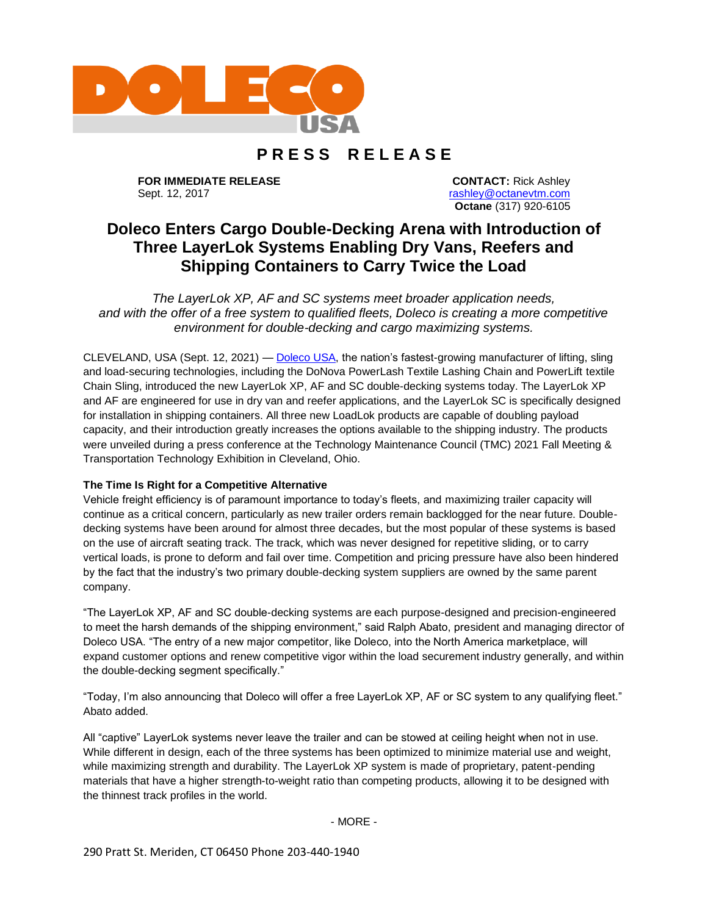DOLECO USA

# PRESS RELEASE

**FOR IMMEDIATE RELEASE**
Sept. 12, 2017

**CONTACT:** Rick Ashley
rashley@octanevtm.com
**Octane** (317) 920-6105

## Doleco Enters Cargo Double-Decking Arena with Introduction of Three LayerLok Systems Enabling Dry Vans, Reefers and Shipping Containers to Carry Twice the Load

*The LayerLok XP, AF and SC systems meet broader application needs, and with the offer of a free system to qualified fleets, Doleco is creating a more competitive environment for double-decking and cargo maximizing systems.*

CLEVELAND, USA (Sept. 12, 2021) — [Doleco USA](), the nation's fastest-growing manufacturer of lifting, sling and load-securing technologies, including the DoNova PowerLash Textile Lashing Chain and PowerLift textile Chain Sling, introduced the new LayerLok XP, AF and SC double-decking systems today. The LayerLok XP and AF are engineered for use in dry van and reefer applications, and the LayerLok SC is specifically designed for installation in shipping containers. All three new LoadLok products are capable of doubling payload capacity, and their introduction greatly increases the options available to the shipping industry. The products were unveiled during a press conference at the Technology Maintenance Council (TMC) 2021 Fall Meeting & Transportation Technology Exhibition in Cleveland, Ohio.

**The Time Is Right for a Competitive Alternative**

Vehicle freight efficiency is of paramount importance to today's fleets, and maximizing trailer capacity will continue as a critical concern, particularly as new trailer orders remain backlogged for the near future. Double-decking systems have been around for almost three decades, but the most popular of these systems is based on the use of aircraft seating track. The track, which was never designed for repetitive sliding, or to carry vertical loads, is prone to deform and fail over time. Competition and pricing pressure have also been hindered by the fact that the industry's two primary double-decking system suppliers are owned by the same parent company.

"The LayerLok XP, AF and SC double-decking systems are each purpose-designed and precision-engineered to meet the harsh demands of the shipping environment," said Ralph Abato, president and managing director of Doleco USA. "The entry of a new major competitor, like Doleco, into the North America marketplace, will expand customer options and renew competitive vigor within the load securement industry generally, and within the double-decking segment specifically."

"Today, I'm also announcing that Doleco will offer a free LayerLok XP, AF or SC system to any qualifying fleet." Abato added.

All "captive" LayerLok systems never leave the trailer and can be stowed at ceiling height when not in use. While different in design, each of the three systems has been optimized to minimize material use and weight, while maximizing strength and durability. The LayerLok XP system is made of proprietary, patent-pending materials that have a higher strength-to-weight ratio than competing products, allowing it to be designed with the thinnest track profiles in the world.

- MORE -

290 Pratt St. Meriden, CT 06450 Phone 203-440-1940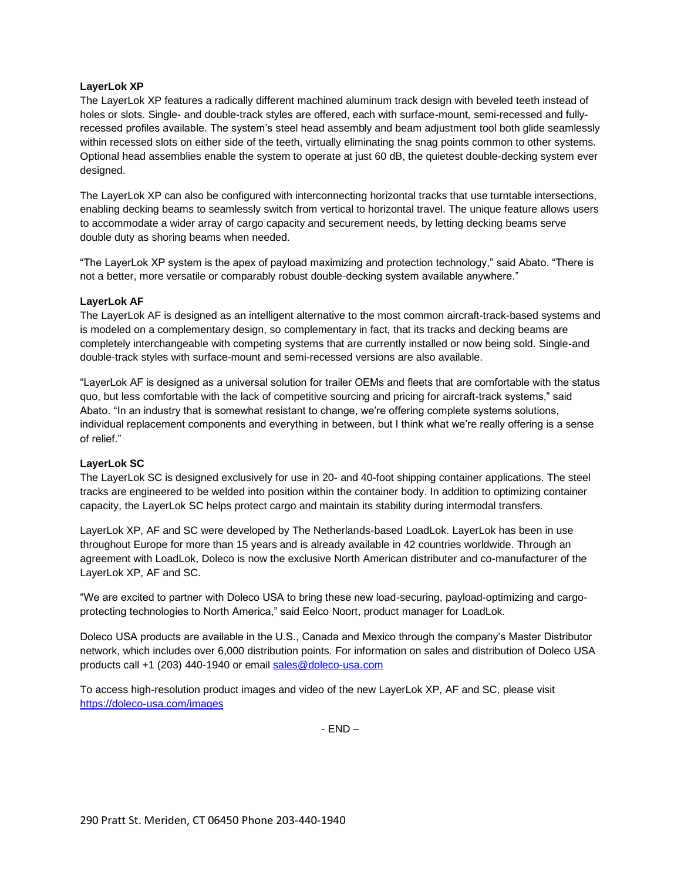**LayerLok XP**

The LayerLok XP features a radically different machined aluminum track design with beveled teeth instead of holes or slots. Single- and double-track styles are offered, each with surface-mount, semi-recessed and fully-recessed profiles available. The system's steel head assembly and beam adjustment tool both glide seamlessly within recessed slots on either side of the teeth, virtually eliminating the snag points common to other systems. Optional head assemblies enable the system to operate at just 60 dB, the quietest double-decking system ever designed.

The LayerLok XP can also be configured with interconnecting horizontal tracks that use turntable intersections, enabling decking beams to seamlessly switch from vertical to horizontal travel. The unique feature allows users to accommodate a wider array of cargo capacity and securement needs, by letting decking beams serve double duty as shoring beams when needed.

"The LayerLok XP system is the apex of payload maximizing and protection technology," said Abato. "There is not a better, more versatile or comparably robust double-decking system available anywhere."

**LayerLok AF**

The LayerLok AF is designed as an intelligent alternative to the most common aircraft-track-based systems and is modeled on a complementary design, so complementary in fact, that its tracks and decking beams are completely interchangeable with competing systems that are currently installed or now being sold. Single-and double-track styles with surface-mount and semi-recessed versions are also available.

"LayerLok AF is designed as a universal solution for trailer OEMs and fleets that are comfortable with the status quo, but less comfortable with the lack of competitive sourcing and pricing for aircraft-track systems," said Abato. "In an industry that is somewhat resistant to change, we're offering complete systems solutions, individual replacement components and everything in between, but I think what we're really offering is a sense of relief."

**LayerLok SC**

The LayerLok SC is designed exclusively for use in 20- and 40-foot shipping container applications. The steel tracks are engineered to be welded into position within the container body. In addition to optimizing container capacity, the LayerLok SC helps protect cargo and maintain its stability during intermodal transfers.

LayerLok XP, AF and SC were developed by The Netherlands-based LoadLok. LayerLok has been in use throughout Europe for more than 15 years and is already available in 42 countries worldwide. Through an agreement with LoadLok, Doleco is now the exclusive North American distributer and co-manufacturer of the LayerLok XP, AF and SC.

"We are excited to partner with Doleco USA to bring these new load-securing, payload-optimizing and cargo-protecting technologies to North America," said Eelco Noort, product manager for LoadLok.

Doleco USA products are available in the U.S., Canada and Mexico through the company's Master Distributor network, which includes over 6,000 distribution points. For information on sales and distribution of Doleco USA products call +1 (203) 440-1940 or email [sales@doleco-usa.com](mailto:sales@doleco-usa.com)

To access high-resolution product images and video of the new LayerLok XP, AF and SC, please visit [https://doleco-usa.com/images](https://doleco-usa.com/images)

- END –

290 Pratt St. Meriden, CT 06450 Phone 203-440-1940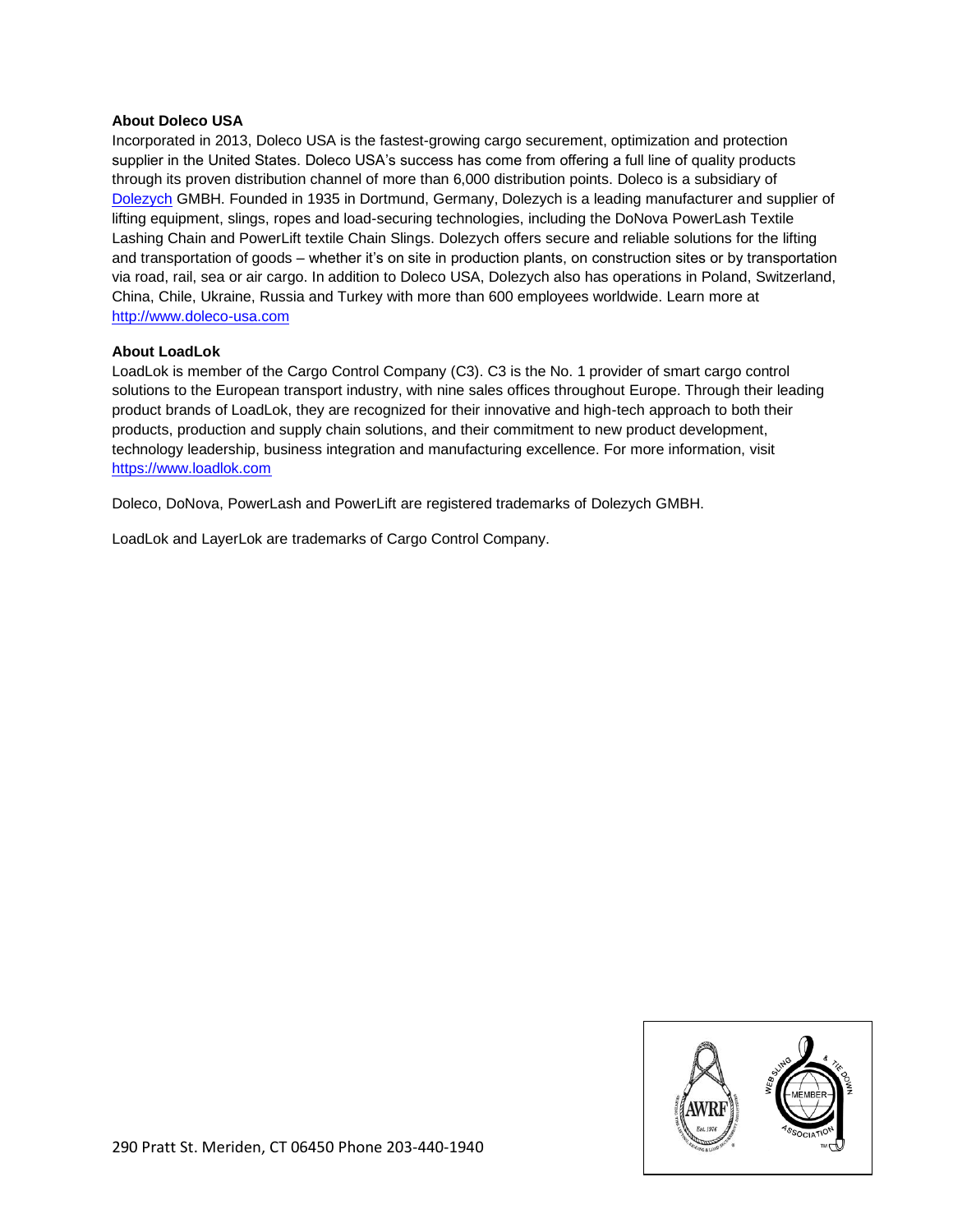**About Doleco USA**

Incorporated in 2013, Doleco USA is the fastest-growing cargo securement, optimization and protection supplier in the United States. Doleco USA's success has come from offering a full line of quality products through its proven distribution channel of more than 6,000 distribution points. Doleco is a subsidiary of Dolezych GMBH. Founded in 1935 in Dortmund, Germany, Dolezych is a leading manufacturer and supplier of lifting equipment, slings, ropes and load-securing technologies, including the DoNova PowerLash Textile Lashing Chain and PowerLift textile Chain Slings. Dolezych offers secure and reliable solutions for the lifting and transportation of goods – whether it's on site in production plants, on construction sites or by transportation via road, rail, sea or air cargo. In addition to Doleco USA, Dolezych also has operations in Poland, Switzerland, China, Chile, Ukraine, Russia and Turkey with more than 600 employees worldwide. Learn more at http://www.doleco-usa.com

**About LoadLok**

LoadLok is member of the Cargo Control Company (C3). C3 is the No. 1 provider of smart cargo control solutions to the European transport industry, with nine sales offices throughout Europe. Through their leading product brands of LoadLok, they are recognized for their innovative and high-tech approach to both their products, production and supply chain solutions, and their commitment to new product development, technology leadership, business integration and manufacturing excellence. For more information, visit https://www.loadlok.com

Doleco, DoNova, PowerLash and PowerLift are registered trademarks of Dolezych GMBH.

LoadLok and LayerLok are trademarks of Cargo Control Company.

290 Pratt St. Meriden, CT 06450 Phone 203-440-1940